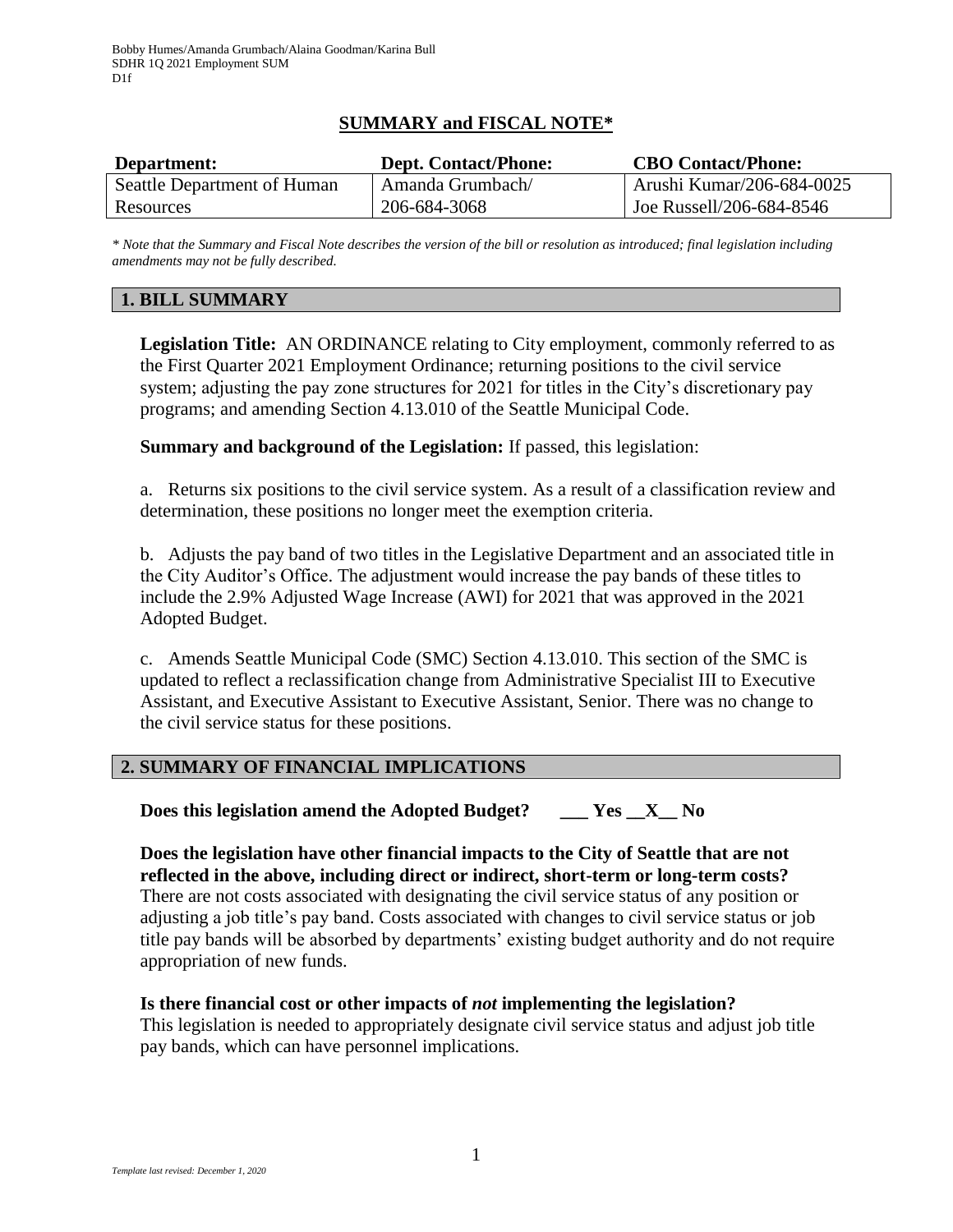Bobby Humes/Amanda Grumbach/Alaina Goodman/Karina Bull
SDHR 1Q 2021 Employment SUM
D1f

# SUMMARY and FISCAL NOTE*

| Department: | Dept. Contact/Phone: | CBO Contact/Phone: |
|---|---|---|
| Seattle Department of Human Resources | Amanda Grumbach/ 206-684-3068 | Arushi Kumar/206-684-0025 Joe Russell/206-684-8546 |

*\* Note that the Summary and Fiscal Note describes the version of the bill or resolution as introduced; final legislation including amendments may not be fully described.*

## 1. BILL SUMMARY

**Legislation Title:** AN ORDINANCE relating to City employment, commonly referred to as the First Quarter 2021 Employment Ordinance; returning positions to the civil service system; adjusting the pay zone structures for 2021 for titles in the City's discretionary pay programs; and amending Section 4.13.010 of the Seattle Municipal Code.

**Summary and background of the Legislation:** If passed, this legislation:

a. Returns six positions to the civil service system. As a result of a classification review and determination, these positions no longer meet the exemption criteria.

b. Adjusts the pay band of two titles in the Legislative Department and an associated title in the City Auditor's Office. The adjustment would increase the pay bands of these titles to include the 2.9% Adjusted Wage Increase (AWI) for 2021 that was approved in the 2021 Adopted Budget.

c. Amends Seattle Municipal Code (SMC) Section 4.13.010. This section of the SMC is updated to reflect a reclassification change from Administrative Specialist III to Executive Assistant, and Executive Assistant to Executive Assistant, Senior. There was no change to the civil service status for these positions.

## 2. SUMMARY OF FINANCIAL IMPLICATIONS

**Does this legislation amend the Adopted Budget? \_\_\_ Yes \_\_X\_\_ No**

**Does the legislation have other financial impacts to the City of Seattle that are not reflected in the above, including direct or indirect, short-term or long-term costs?**
There are not costs associated with designating the civil service status of any position or adjusting a job title's pay band. Costs associated with changes to civil service status or job title pay bands will be absorbed by departments' existing budget authority and do not require appropriation of new funds.

**Is there financial cost or other impacts of *not* implementing the legislation?**
This legislation is needed to appropriately designate civil service status and adjust job title pay bands, which can have personnel implications.

*Template last revised: December 1, 2020*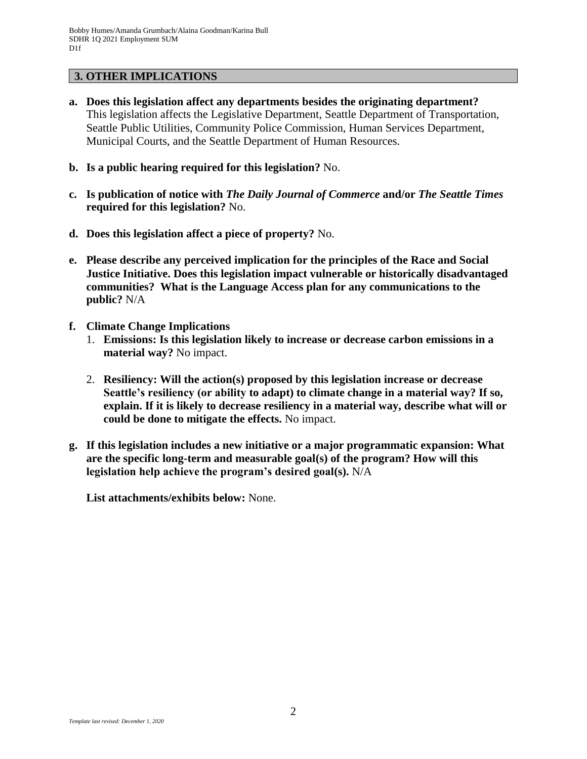## 3. OTHER IMPLICATIONS

**a. Does this legislation affect any departments besides the originating department?** This legislation affects the Legislative Department, Seattle Department of Transportation, Seattle Public Utilities, Community Police Commission, Human Services Department, Municipal Courts, and the Seattle Department of Human Resources.

**b. Is a public hearing required for this legislation?** No.

**c. Is publication of notice with *The Daily Journal of Commerce* and/or *The Seattle Times* required for this legislation?** No.

**d. Does this legislation affect a piece of property?** No.

**e. Please describe any perceived implication for the principles of the Race and Social Justice Initiative. Does this legislation impact vulnerable or historically disadvantaged communities? What is the Language Access plan for any communications to the public?** N/A

**f. Climate Change Implications**

1. **Emissions: Is this legislation likely to increase or decrease carbon emissions in a material way?** No impact.

2. **Resiliency: Will the action(s) proposed by this legislation increase or decrease Seattle's resiliency (or ability to adapt) to climate change in a material way? If so, explain. If it is likely to decrease resiliency in a material way, describe what will or could be done to mitigate the effects.** No impact.

**g. If this legislation includes a new initiative or a major programmatic expansion: What are the specific long-term and measurable goal(s) of the program? How will this legislation help achieve the program's desired goal(s).** N/A

**List attachments/exhibits below:** None.